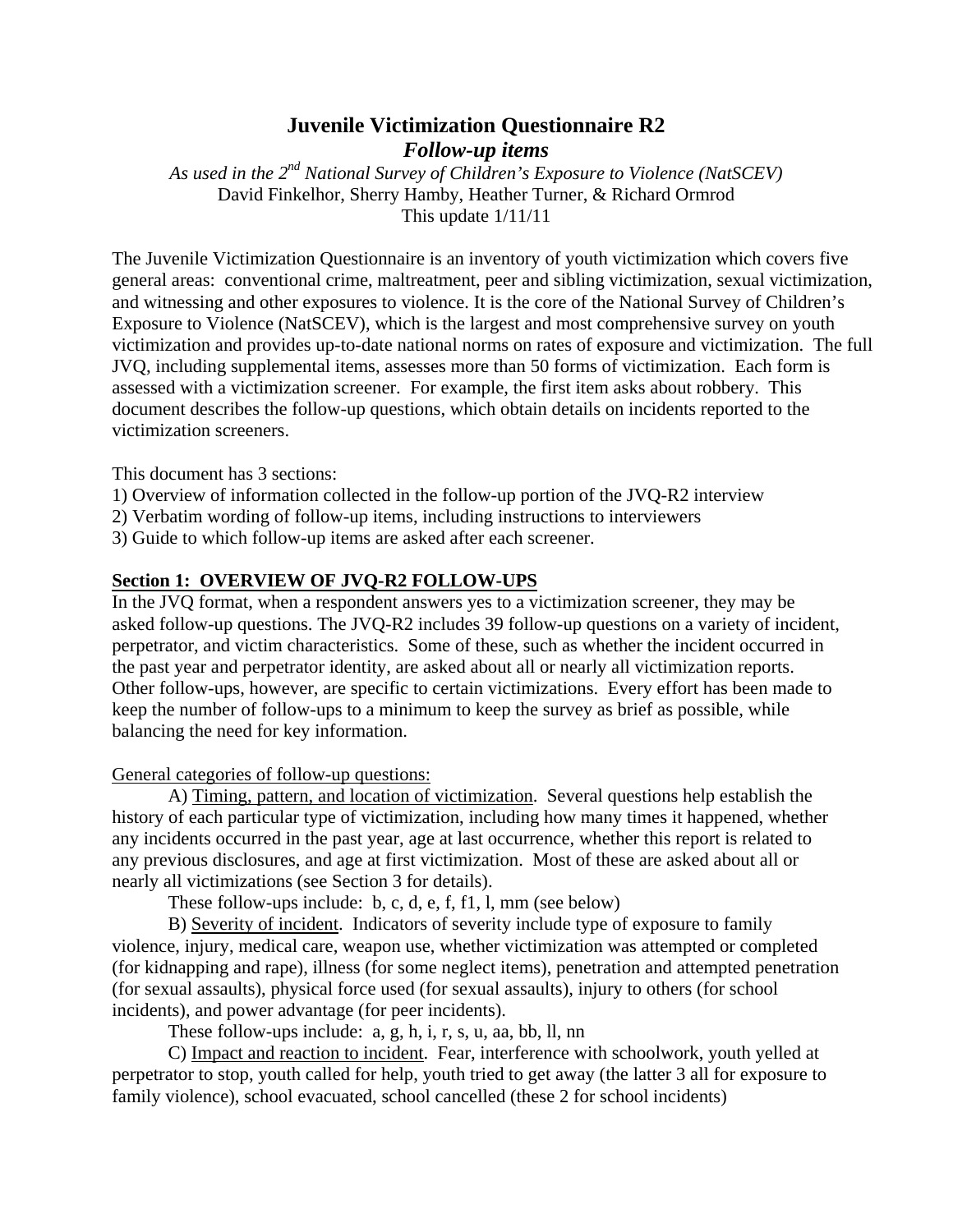# Juvenile Victimization Questionnaire R2

## *Follow-up items*

*As used in the 2nd National Survey of Children's Exposure to Violence (NatSCEV)*
David Finkelhor, Sherry Hamby, Heather Turner, & Richard Ormrod
This update 1/11/11

The Juvenile Victimization Questionnaire is an inventory of youth victimization which covers five general areas: conventional crime, maltreatment, peer and sibling victimization, sexual victimization, and witnessing and other exposures to violence. It is the core of the National Survey of Children's Exposure to Violence (NatSCEV), which is the largest and most comprehensive survey on youth victimization and provides up-to-date national norms on rates of exposure and victimization. The full JVQ, including supplemental items, assesses more than 50 forms of victimization. Each form is assessed with a victimization screener. For example, the first item asks about robbery. This document describes the follow-up questions, which obtain details on incidents reported to the victimization screeners.

This document has 3 sections:
1) Overview of information collected in the follow-up portion of the JVQ-R2 interview
2) Verbatim wording of follow-up items, including instructions to interviewers
3) Guide to which follow-up items are asked after each screener.

**Section 1: OVERVIEW OF JVQ-R2 FOLLOW-UPS**

In the JVQ format, when a respondent answers yes to a victimization screener, they may be asked follow-up questions. The JVQ-R2 includes 39 follow-up questions on a variety of incident, perpetrator, and victim characteristics. Some of these, such as whether the incident occurred in the past year and perpetrator identity, are asked about all or nearly all victimization reports. Other follow-ups, however, are specific to certain victimizations. Every effort has been made to keep the number of follow-ups to a minimum to keep the survey as brief as possible, while balancing the need for key information.

General categories of follow-up questions:

A) Timing, pattern, and location of victimization. Several questions help establish the history of each particular type of victimization, including how many times it happened, whether any incidents occurred in the past year, age at last occurrence, whether this report is related to any previous disclosures, and age at first victimization. Most of these are asked about all or nearly all victimizations (see Section 3 for details).

These follow-ups include: b, c, d, e, f, f1, l, mm (see below)

B) Severity of incident. Indicators of severity include type of exposure to family violence, injury, medical care, weapon use, whether victimization was attempted or completed (for kidnapping and rape), illness (for some neglect items), penetration and attempted penetration (for sexual assaults), physical force used (for sexual assaults), injury to others (for school incidents), and power advantage (for peer incidents).

These follow-ups include: a, g, h, i, r, s, u, aa, bb, ll, nn

C) Impact and reaction to incident. Fear, interference with schoolwork, youth yelled at perpetrator to stop, youth called for help, youth tried to get away (the latter 3 all for exposure to family violence), school evacuated, school cancelled (these 2 for school incidents)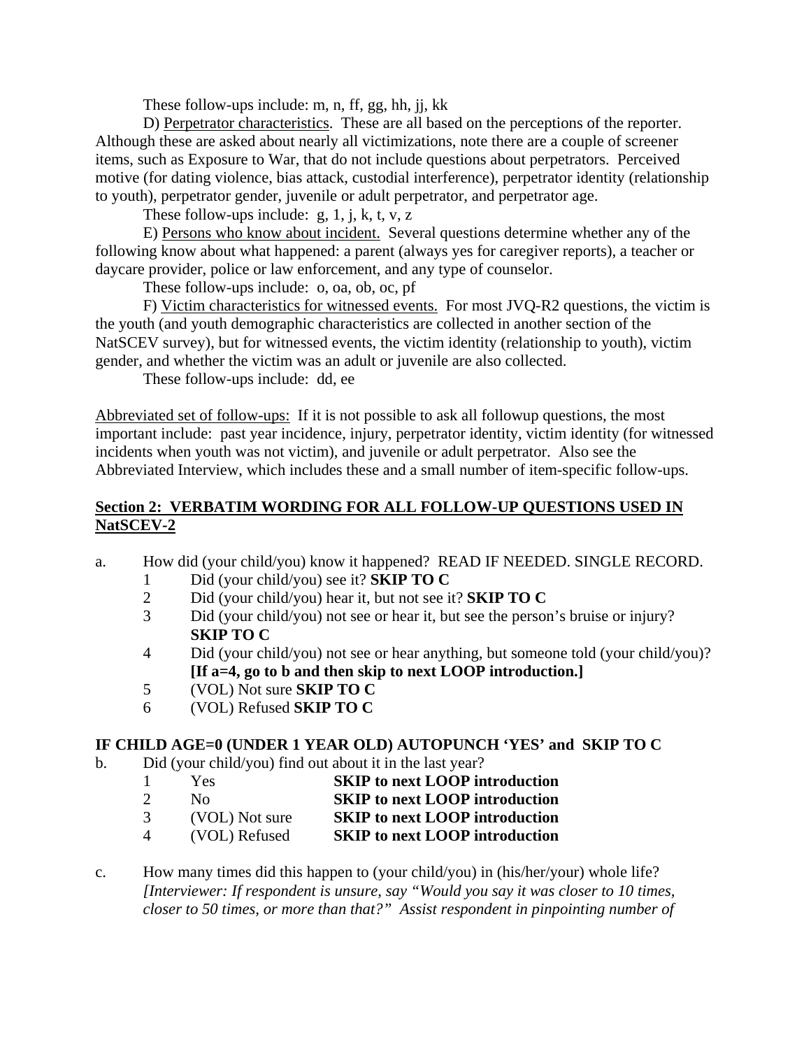These follow-ups include: m, n, ff, gg, hh, jj, kk

D) Perpetrator characteristics. These are all based on the perceptions of the reporter. Although these are asked about nearly all victimizations, note there are a couple of screener items, such as Exposure to War, that do not include questions about perpetrators. Perceived motive (for dating violence, bias attack, custodial interference), perpetrator identity (relationship to youth), perpetrator gender, juvenile or adult perpetrator, and perpetrator age.

These follow-ups include: g, 1, j, k, t, v, z

E) Persons who know about incident. Several questions determine whether any of the following know about what happened: a parent (always yes for caregiver reports), a teacher or daycare provider, police or law enforcement, and any type of counselor.

These follow-ups include: o, oa, ob, oc, pf

F) Victim characteristics for witnessed events. For most JVQ-R2 questions, the victim is the youth (and youth demographic characteristics are collected in another section of the NatSCEV survey), but for witnessed events, the victim identity (relationship to youth), victim gender, and whether the victim was an adult or juvenile are also collected.

These follow-ups include: dd, ee

Abbreviated set of follow-ups: If it is not possible to ask all followup questions, the most important include: past year incidence, injury, perpetrator identity, victim identity (for witnessed incidents when youth was not victim), and juvenile or adult perpetrator. Also see the Abbreviated Interview, which includes these and a small number of item-specific follow-ups.

## Section 2: VERBATIM WORDING FOR ALL FOLLOW-UP QUESTIONS USED IN NatSCEV-2

a. How did (your child/you) know it happened? READ IF NEEDED. SINGLE RECORD.
   1 Did (your child/you) see it? **SKIP TO C**
   2 Did (your child/you) hear it, but not see it? **SKIP TO C**
   3 Did (your child/you) not see or hear it, but see the person's bruise or injury? **SKIP TO C**
   4 Did (your child/you) not see or hear anything, but someone told (your child/you)? **[If a=4, go to b and then skip to next LOOP introduction.]**
   5 (VOL) Not sure **SKIP TO C**
   6 (VOL) Refused **SKIP TO C**

**IF CHILD AGE=0 (UNDER 1 YEAR OLD) AUTOPUNCH 'YES' and SKIP TO C**

b. Did (your child/you) find out about it in the last year?
   1 Yes **SKIP to next LOOP introduction**
   2 No **SKIP to next LOOP introduction**
   3 (VOL) Not sure **SKIP to next LOOP introduction**
   4 (VOL) Refused **SKIP to next LOOP introduction**

c. How many times did this happen to (your child/you) in (his/her/your) whole life? *[Interviewer: If respondent is unsure, say "Would you say it was closer to 10 times, closer to 50 times, or more than that?" Assist respondent in pinpointing number of*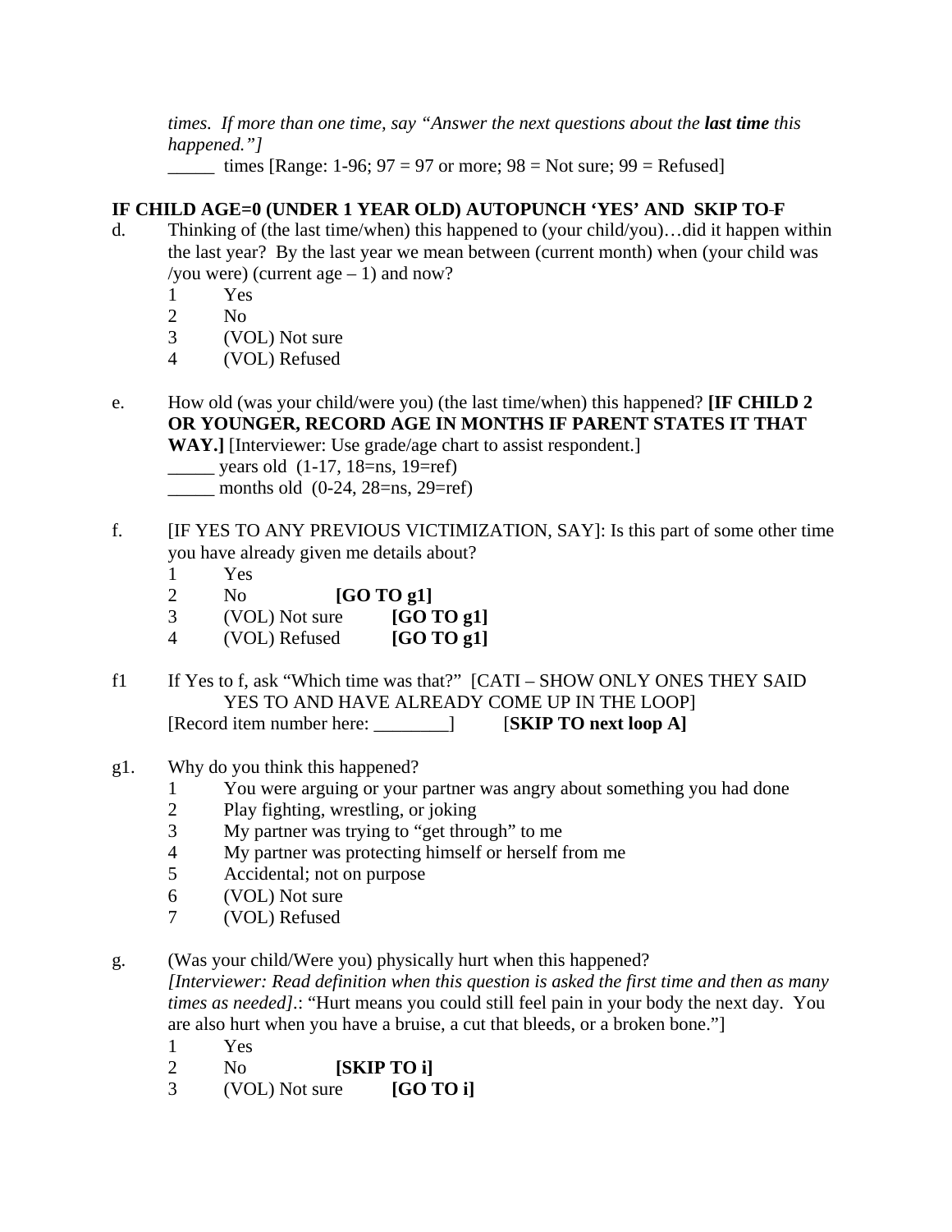*times. If more than one time, say "Answer the next questions about the **last time** this happened."]*

_____ times [Range: 1-96; 97 = 97 or more; 98 = Not sure; 99 = Refused]

**IF CHILD AGE=0 (UNDER 1 YEAR OLD) AUTOPUNCH 'YES' AND SKIP TO F**

d. Thinking of (the last time/when) this happened to (your child/you)…did it happen within the last year? By the last year we mean between (current month) when (your child was /you were) (current age – 1) and now?

1 Yes
2 No
3 (VOL) Not sure
4 (VOL) Refused

e. How old (was your child/were you) (the last time/when) this happened? **[IF CHILD 2 OR YOUNGER, RECORD AGE IN MONTHS IF PARENT STATES IT THAT WAY.]** [Interviewer: Use grade/age chart to assist respondent.]

_____ years old (1-17, 18=ns, 19=ref)
_____ months old (0-24, 28=ns, 29=ref)

f. [IF YES TO ANY PREVIOUS VICTIMIZATION, SAY]: Is this part of some other time you have already given me details about?

1 Yes
2 No **[GO TO g1]**
3 (VOL) Not sure **[GO TO g1]**
4 (VOL) Refused **[GO TO g1]**

f1 If Yes to f, ask "Which time was that?" [CATI – SHOW ONLY ONES THEY SAID YES TO AND HAVE ALREADY COME UP IN THE LOOP]
[Record item number here: ________] [**SKIP TO next loop A]**

g1. Why do you think this happened?

1 You were arguing or your partner was angry about something you had done
2 Play fighting, wrestling, or joking
3 My partner was trying to "get through" to me
4 My partner was protecting himself or herself from me
5 Accidental; not on purpose
6 (VOL) Not sure
7 (VOL) Refused

g. (Was your child/Were you) physically hurt when this happened?
*[Interviewer: Read definition when this question is asked the first time and then as many times as needed]*.: "Hurt means you could still feel pain in your body the next day. You are also hurt when you have a bruise, a cut that bleeds, or a broken bone."]

1 Yes
2 No **[SKIP TO i]**
3 (VOL) Not sure **[GO TO i]**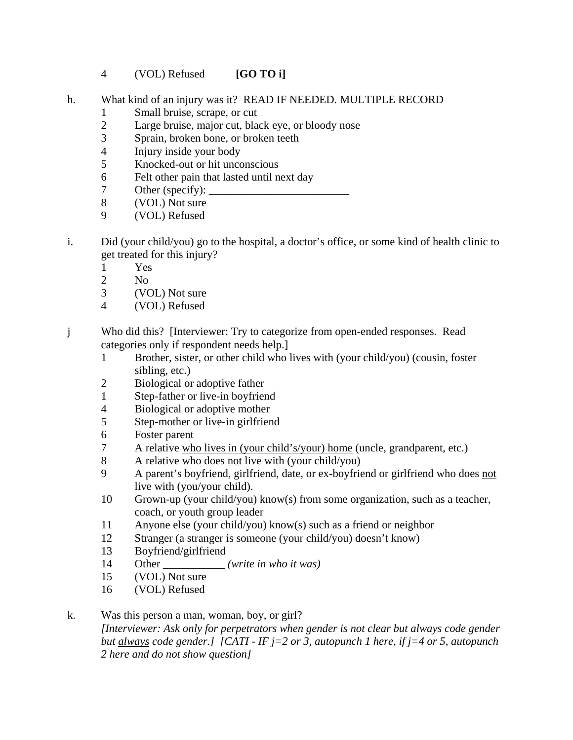4 (VOL) Refused **[GO TO i]**

h. What kind of an injury was it? READ IF NEEDED. MULTIPLE RECORD

1 Small bruise, scrape, or cut
2 Large bruise, major cut, black eye, or bloody nose
3 Sprain, broken bone, or broken teeth
4 Injury inside your body
5 Knocked-out or hit unconscious
6 Felt other pain that lasted until next day
7 Other (specify): _________________________
8 (VOL) Not sure
9 (VOL) Refused

i. Did (your child/you) go to the hospital, a doctor's office, or some kind of health clinic to get treated for this injury?

1 Yes
2 No
3 (VOL) Not sure
4 (VOL) Refused

j Who did this? [Interviewer: Try to categorize from open-ended responses. Read categories only if respondent needs help.]

1 Brother, sister, or other child who lives with (your child/you) (cousin, foster sibling, etc.)
2 Biological or adoptive father
1 Step-father or live-in boyfriend
4 Biological or adoptive mother
5 Step-mother or live-in girlfriend
6 Foster parent
7 A relative <u>who lives in (your child's/your) home</u> (uncle, grandparent, etc.)
8 A relative who does <u>not</u> live with (your child/you)
9 A parent's boyfriend, girlfriend, date, or ex-boyfriend or girlfriend who does <u>not</u> live with (you/your child).
10 Grown-up (your child/you) know(s) from some organization, such as a teacher, coach, or youth group leader
11 Anyone else (your child/you) know(s) such as a friend or neighbor
12 Stranger (a stranger is someone (your child/you) doesn't know)
13 Boyfriend/girlfriend
14 Other ___________ *(write in who it was)*
15 (VOL) Not sure
16 (VOL) Refused

k. Was this person a man, woman, boy, or girl?
*[Interviewer: Ask only for perpetrators when gender is not clear but always code gender but <u>always</u> code gender.] [CATI - IF j=2 or 3, autopunch 1 here, if j=4 or 5, autopunch 2 here and do not show question]*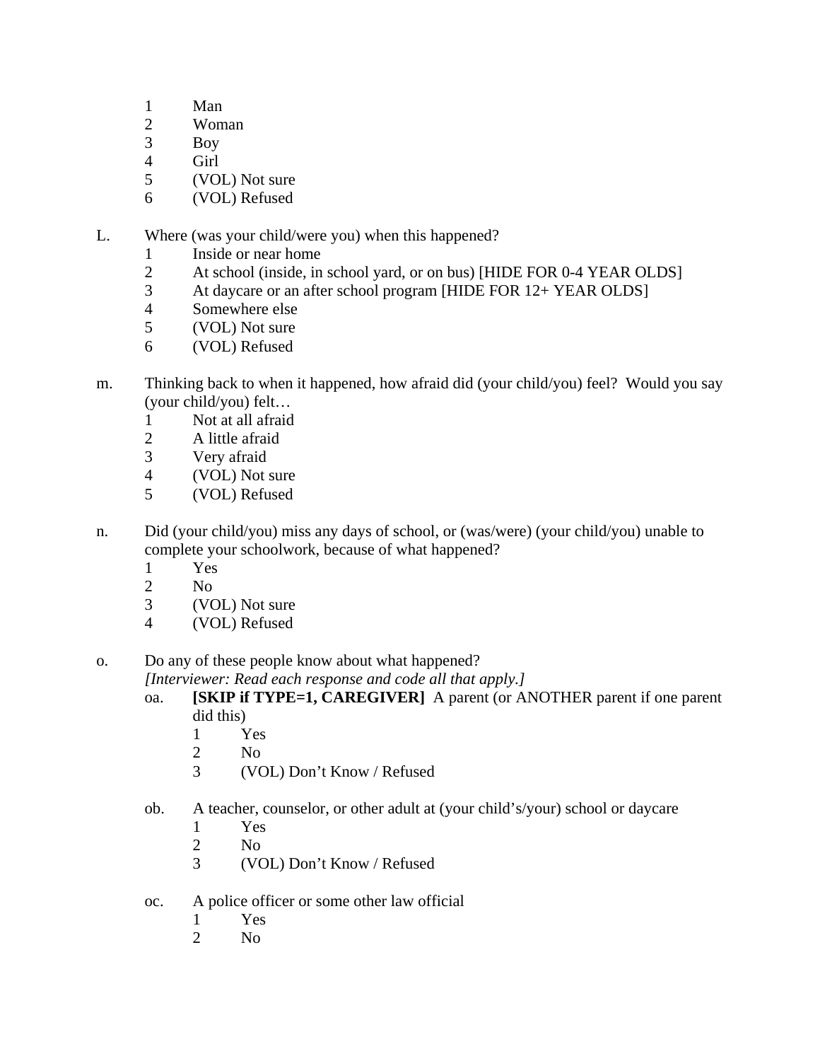1 Man
2 Woman
3 Boy
4 Girl
5 (VOL) Not sure
6 (VOL) Refused

L. Where (was your child/were you) when this happened?

1 Inside or near home
2 At school (inside, in school yard, or on bus) [HIDE FOR 0-4 YEAR OLDS]
3 At daycare or an after school program [HIDE FOR 12+ YEAR OLDS]
4 Somewhere else
5 (VOL) Not sure
6 (VOL) Refused

m. Thinking back to when it happened, how afraid did (your child/you) feel? Would you say (your child/you) felt…

1 Not at all afraid
2 A little afraid
3 Very afraid
4 (VOL) Not sure
5 (VOL) Refused

n. Did (your child/you) miss any days of school, or (was/were) (your child/you) unable to complete your schoolwork, because of what happened?

1 Yes
2 No
3 (VOL) Not sure
4 (VOL) Refused

o. Do any of these people know about what happened?
*[Interviewer: Read each response and code all that apply.]*

oa. **[SKIP if TYPE=1, CAREGIVER]** A parent (or ANOTHER parent if one parent did this)

1 Yes
2 No
3 (VOL) Don't Know / Refused

ob. A teacher, counselor, or other adult at (your child's/your) school or daycare

1 Yes
2 No
3 (VOL) Don't Know / Refused

oc. A police officer or some other law official

1 Yes
2 No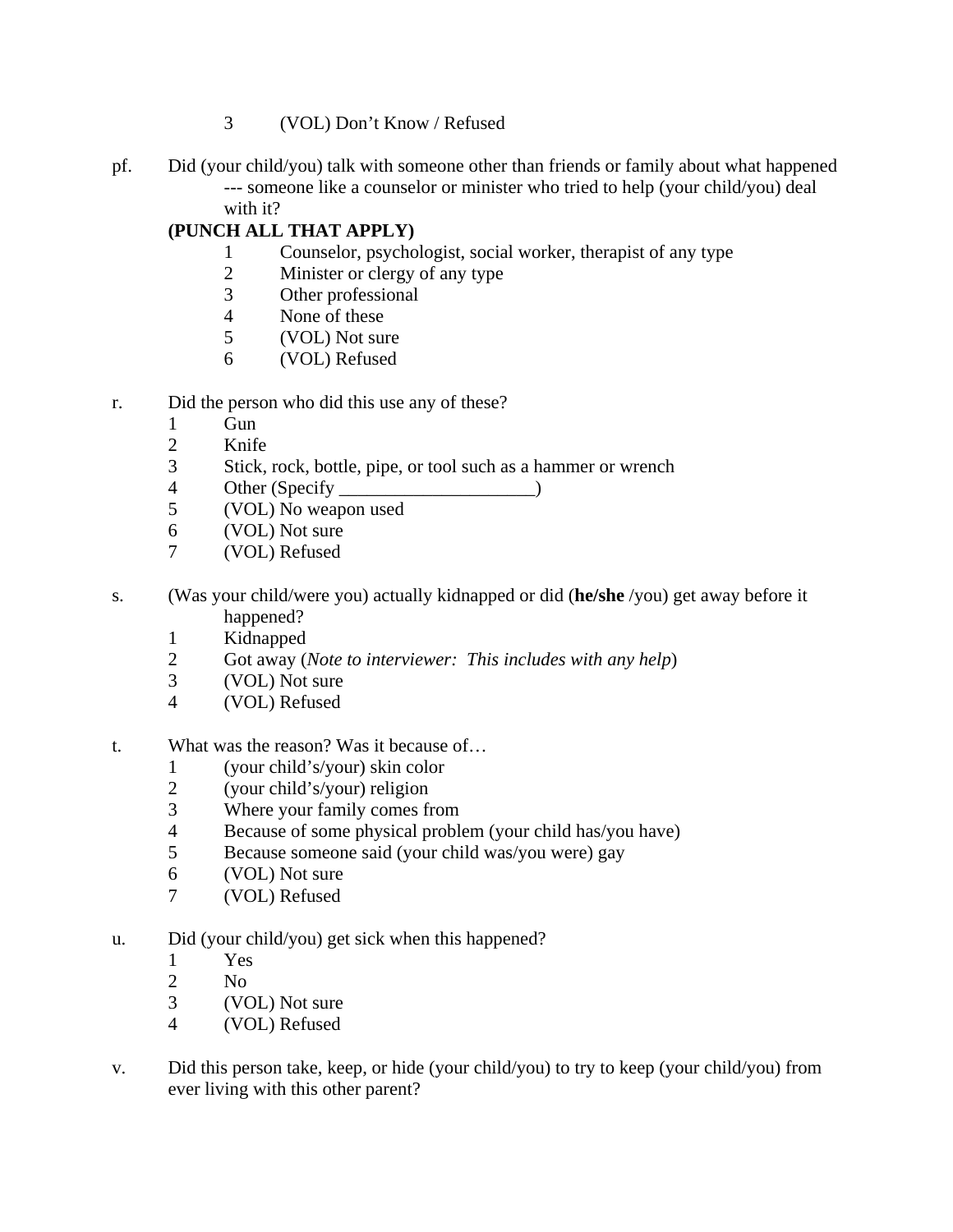3 (VOL) Don't Know / Refused

pf. Did (your child/you) talk with someone other than friends or family about what happened --- someone like a counselor or minister who tried to help (your child/you) deal with it?

**(PUNCH ALL THAT APPLY)**

1 Counselor, psychologist, social worker, therapist of any type
2 Minister or clergy of any type
3 Other professional
4 None of these
5 (VOL) Not sure
6 (VOL) Refused

r. Did the person who did this use any of these?

1 Gun
2 Knife
3 Stick, rock, bottle, pipe, or tool such as a hammer or wrench
4 Other (Specify _____________________)
5 (VOL) No weapon used
6 (VOL) Not sure
7 (VOL) Refused

s. (Was your child/were you) actually kidnapped or did (**he/she** /you) get away before it happened?

1 Kidnapped
2 Got away (*Note to interviewer: This includes with any help*)
3 (VOL) Not sure
4 (VOL) Refused

t. What was the reason? Was it because of…

1 (your child's/your) skin color
2 (your child's/your) religion
3 Where your family comes from
4 Because of some physical problem (your child has/you have)
5 Because someone said (your child was/you were) gay
6 (VOL) Not sure
7 (VOL) Refused

u. Did (your child/you) get sick when this happened?

1 Yes
2 No
3 (VOL) Not sure
4 (VOL) Refused

v. Did this person take, keep, or hide (your child/you) to try to keep (your child/you) from ever living with this other parent?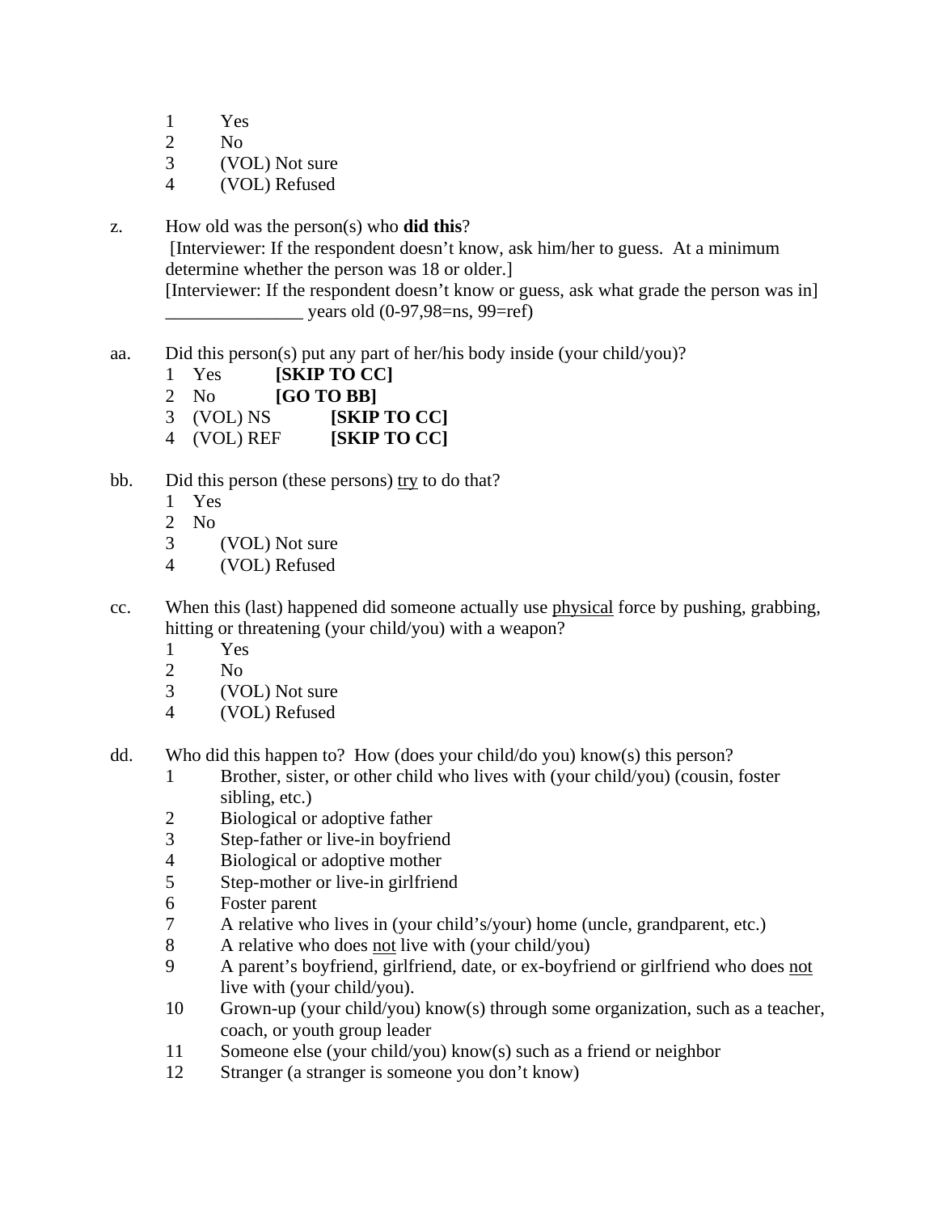1 Yes
2 No
3 (VOL) Not sure
4 (VOL) Refused

z. How old was the person(s) who **did this**?
[Interviewer: If the respondent doesn't know, ask him/her to guess. At a minimum determine whether the person was 18 or older.]
[Interviewer: If the respondent doesn't know or guess, ask what grade the person was in]
_______________ years old (0-97,98=ns, 99=ref)

aa. Did this person(s) put any part of her/his body inside (your child/you)?
1 Yes **[SKIP TO CC]**
2 No **[GO TO BB]**
3 (VOL) NS **[SKIP TO CC]**
4 (VOL) REF **[SKIP TO CC]**

bb. Did this person (these persons) <u>try</u> to do that?
1 Yes
2 No
3 (VOL) Not sure
4 (VOL) Refused

cc. When this (last) happened did someone actually use <u>physical</u> force by pushing, grabbing, hitting or threatening (your child/you) with a weapon?
1 Yes
2 No
3 (VOL) Not sure
4 (VOL) Refused

dd. Who did this happen to? How (does your child/do you) know(s) this person?
1 Brother, sister, or other child who lives with (your child/you) (cousin, foster sibling, etc.)
2 Biological or adoptive father
3 Step-father or live-in boyfriend
4 Biological or adoptive mother
5 Step-mother or live-in girlfriend
6 Foster parent
7 A relative who lives in (your child's/your) home (uncle, grandparent, etc.)
8 A relative who does <u>not</u> live with (your child/you)
9 A parent's boyfriend, girlfriend, date, or ex-boyfriend or girlfriend who does <u>not</u> live with (your child/you).
10 Grown-up (your child/you) know(s) through some organization, such as a teacher, coach, or youth group leader
11 Someone else (your child/you) know(s) such as a friend or neighbor
12 Stranger (a stranger is someone you don't know)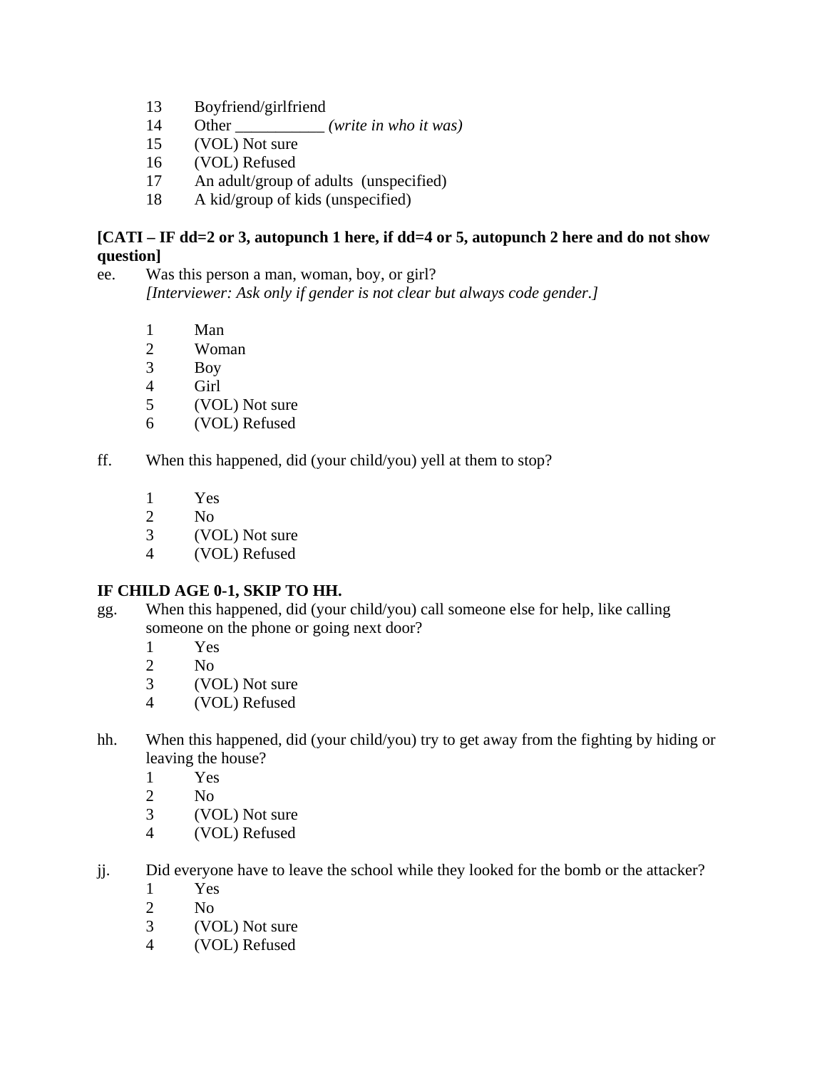13 Boyfriend/girlfriend
14 Other ___________ *(write in who it was)*
15 (VOL) Not sure
16 (VOL) Refused
17 An adult/group of adults (unspecified)
18 A kid/group of kids (unspecified)

**[CATI – IF dd=2 or 3, autopunch 1 here, if dd=4 or 5, autopunch 2 here and do not show question]**

ee. Was this person a man, woman, boy, or girl?
*[Interviewer: Ask only if gender is not clear but always code gender.]*

1 Man
2 Woman
3 Boy
4 Girl
5 (VOL) Not sure
6 (VOL) Refused

ff. When this happened, did (your child/you) yell at them to stop?

1 Yes
2 No
3 (VOL) Not sure
4 (VOL) Refused

**IF CHILD AGE 0-1, SKIP TO HH.**

gg. When this happened, did (your child/you) call someone else for help, like calling someone on the phone or going next door?

1 Yes
2 No
3 (VOL) Not sure
4 (VOL) Refused

hh. When this happened, did (your child/you) try to get away from the fighting by hiding or leaving the house?

1 Yes
2 No
3 (VOL) Not sure
4 (VOL) Refused

jj. Did everyone have to leave the school while they looked for the bomb or the attacker?

1 Yes
2 No
3 (VOL) Not sure
4 (VOL) Refused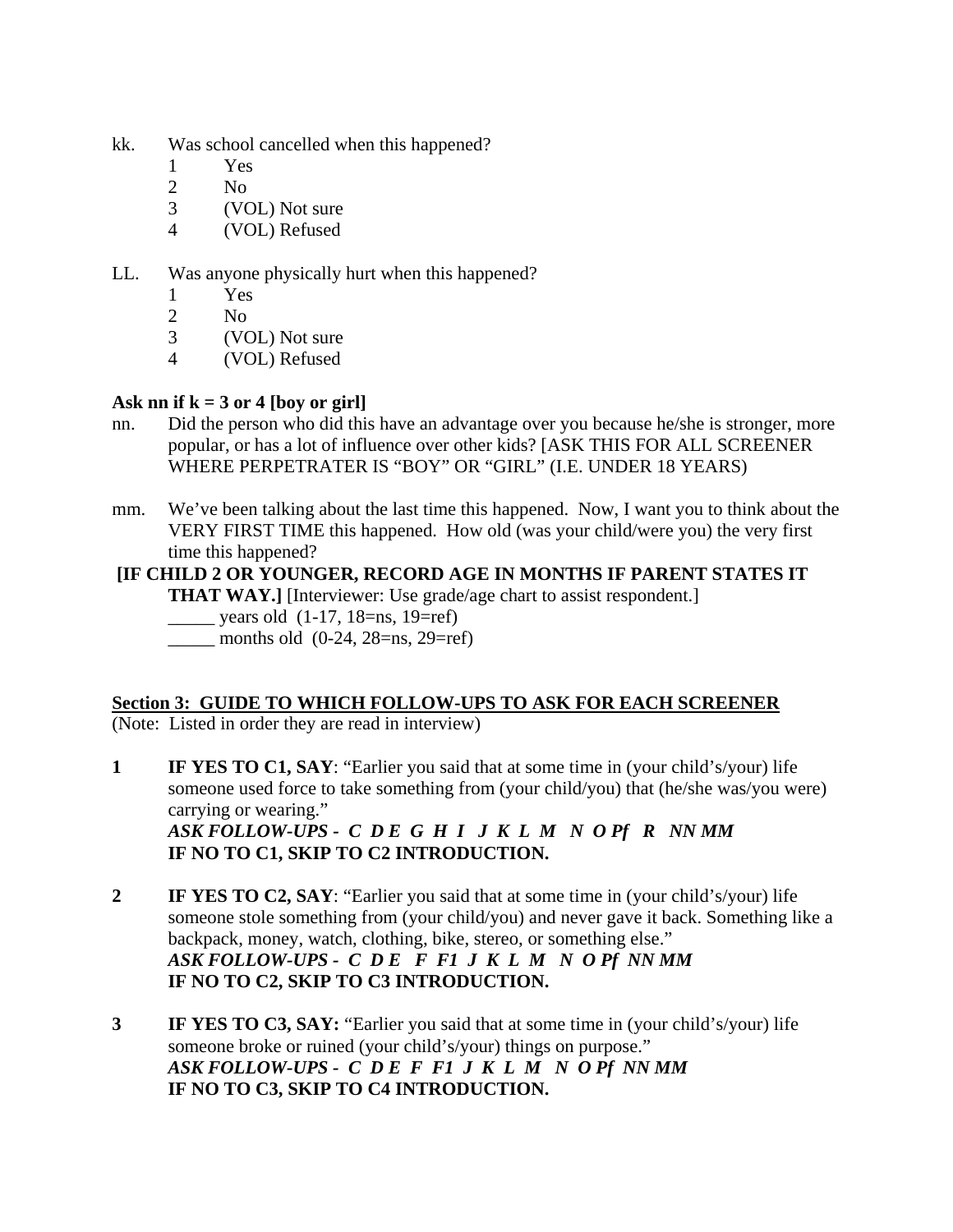kk. Was school cancelled when this happened?
  1 Yes
  2 No
  3 (VOL) Not sure
  4 (VOL) Refused

LL. Was anyone physically hurt when this happened?
  1 Yes
  2 No
  3 (VOL) Not sure
  4 (VOL) Refused

**Ask nn if k = 3 or 4 [boy or girl]**

nn. Did the person who did this have an advantage over you because he/she is stronger, more popular, or has a lot of influence over other kids? [ASK THIS FOR ALL SCREENER WHERE PERPETRATER IS "BOY" OR "GIRL" (I.E. UNDER 18 YEARS)

mm. We've been talking about the last time this happened. Now, I want you to think about the VERY FIRST TIME this happened. How old (was your child/were you) the very first time this happened?

**[IF CHILD 2 OR YOUNGER, RECORD AGE IN MONTHS IF PARENT STATES IT THAT WAY.]** [Interviewer: Use grade/age chart to assist respondent.]
  _____ years old (1-17, 18=ns, 19=ref)
  _____ months old (0-24, 28=ns, 29=ref)

## Section 3: GUIDE TO WHICH FOLLOW-UPS TO ASK FOR EACH SCREENER

(Note: Listed in order they are read in interview)

**1** **IF YES TO C1, SAY**: "Earlier you said that at some time in (your child's/your) life someone used force to take something from (your child/you) that (he/she was/you were) carrying or wearing."
***ASK FOLLOW-UPS - C D E G H I J K L M N O Pf R NN MM***
**IF NO TO C1, SKIP TO C2 INTRODUCTION.**

**2** **IF YES TO C2, SAY**: "Earlier you said that at some time in (your child's/your) life someone stole something from (your child/you) and never gave it back. Something like a backpack, money, watch, clothing, bike, stereo, or something else."
***ASK FOLLOW-UPS - C D E F F1 J K L M N O Pf NN MM***
**IF NO TO C2, SKIP TO C3 INTRODUCTION.**

**3** **IF YES TO C3, SAY:** "Earlier you said that at some time in (your child's/your) life someone broke or ruined (your child's/your) things on purpose."
***ASK FOLLOW-UPS - C D E F F1 J K L M N O Pf NN MM***
**IF NO TO C3, SKIP TO C4 INTRODUCTION.**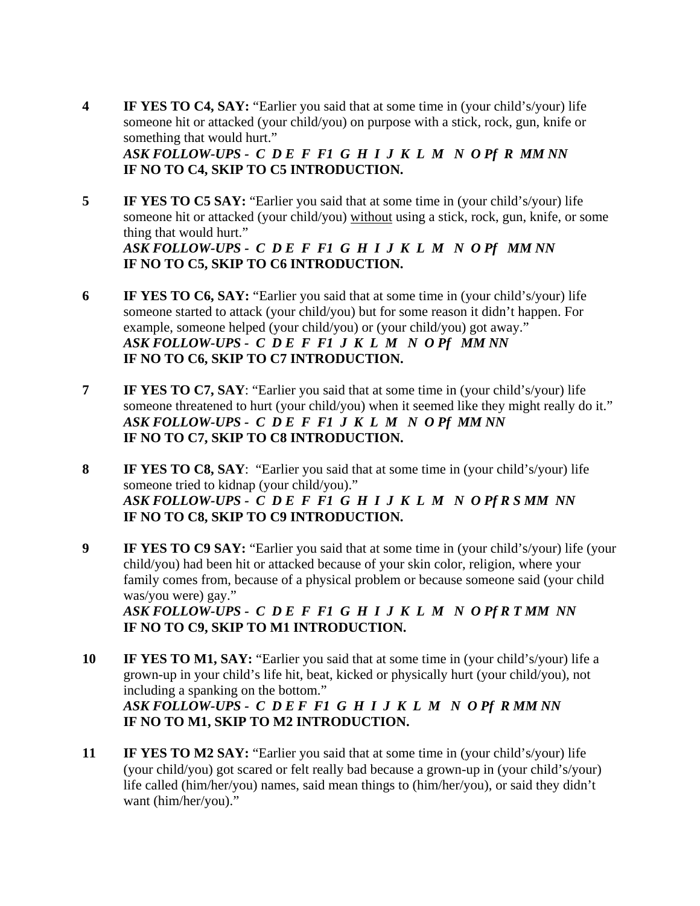4 **IF YES TO C4, SAY:** "Earlier you said that at some time in (your child's/your) life someone hit or attacked (your child/you) on purpose with a stick, rock, gun, knife or something that would hurt."
***ASK FOLLOW-UPS - C D E F F1 G H I J K L M N O Pf R MM NN***
**IF NO TO C4, SKIP TO C5 INTRODUCTION.**

5 **IF YES TO C5 SAY:** "Earlier you said that at some time in (your child's/your) life someone hit or attacked (your child/you) <u>without</u> using a stick, rock, gun, knife, or some thing that would hurt."
***ASK FOLLOW-UPS - C D E F F1 G H I J K L M N O Pf MM NN***
**IF NO TO C5, SKIP TO C6 INTRODUCTION.**

6 **IF YES TO C6, SAY:** "Earlier you said that at some time in (your child's/your) life someone started to attack (your child/you) but for some reason it didn't happen. For example, someone helped (your child/you) or (your child/you) got away."
***ASK FOLLOW-UPS - C D E F F1 J K L M N O Pf MM NN***
**IF NO TO C6, SKIP TO C7 INTRODUCTION.**

7 **IF YES TO C7, SAY**: "Earlier you said that at some time in (your child's/your) life someone threatened to hurt (your child/you) when it seemed like they might really do it."
***ASK FOLLOW-UPS - C D E F F1 J K L M N O Pf MM NN***
**IF NO TO C7, SKIP TO C8 INTRODUCTION.**

8 **IF YES TO C8, SAY**: "Earlier you said that at some time in (your child's/your) life someone tried to kidnap (your child/you)."
***ASK FOLLOW-UPS - C D E F F1 G H I J K L M N O Pf R S MM NN***
**IF NO TO C8, SKIP TO C9 INTRODUCTION.**

9 **IF YES TO C9 SAY:** "Earlier you said that at some time in (your child's/your) life (your child/you) had been hit or attacked because of your skin color, religion, where your family comes from, because of a physical problem or because someone said (your child was/you were) gay."
***ASK FOLLOW-UPS - C D E F F1 G H I J K L M N O Pf R T MM NN***
**IF NO TO C9, SKIP TO M1 INTRODUCTION.**

10 **IF YES TO M1, SAY:** "Earlier you said that at some time in (your child's/your) life a grown-up in your child's life hit, beat, kicked or physically hurt (your child/you), not including a spanking on the bottom."
***ASK FOLLOW-UPS - C D E F F1 G H I J K L M N O Pf R MM NN***
**IF NO TO M1, SKIP TO M2 INTRODUCTION.**

11 **IF YES TO M2 SAY:** "Earlier you said that at some time in (your child's/your) life (your child/you) got scared or felt really bad because a grown-up in (your child's/your) life called (him/her/you) names, said mean things to (him/her/you), or said they didn't want (him/her/you)."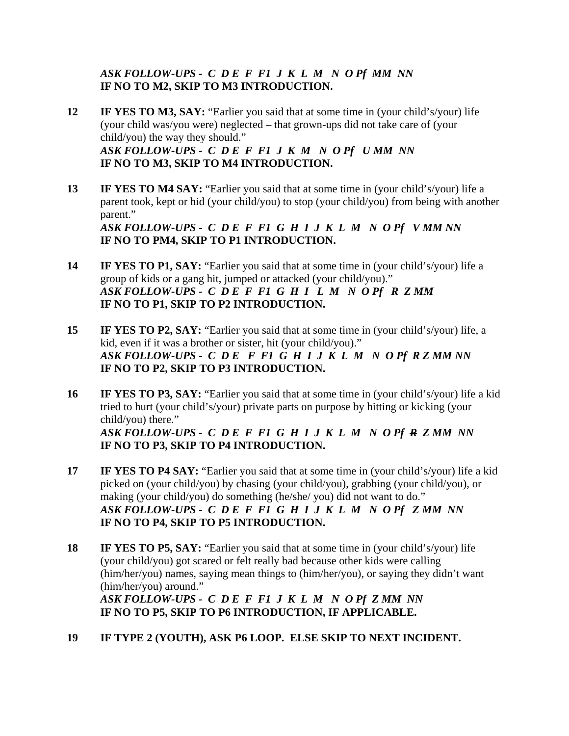*ASK FOLLOW-UPS - C D E F F1 J K L M N O Pf MM NN*
**IF NO TO M2, SKIP TO M3 INTRODUCTION.**

**12** **IF YES TO M3, SAY:** "Earlier you said that at some time in (your child's/your) life (your child was/you were) neglected – that grown-ups did not take care of (your child/you) the way they should."
*ASK FOLLOW-UPS - C D E F F1 J K M N O Pf U MM NN*
**IF NO TO M3, SKIP TO M4 INTRODUCTION.**

**13** **IF YES TO M4 SAY:** "Earlier you said that at some time in (your child's/your) life a parent took, kept or hid (your child/you) to stop (your child/you) from being with another parent."
*ASK FOLLOW-UPS - C D E F F1 G H I J K L M N O Pf V MM NN*
**IF NO TO PM4, SKIP TO P1 INTRODUCTION.**

**14** **IF YES TO P1, SAY:** "Earlier you said that at some time in (your child's/your) life a group of kids or a gang hit, jumped or attacked (your child/you)."
*ASK FOLLOW-UPS - C D E F F1 G H I L M N O Pf R Z MM*
**IF NO TO P1, SKIP TO P2 INTRODUCTION.**

**15** **IF YES TO P2, SAY:** "Earlier you said that at some time in (your child's/your) life, a kid, even if it was a brother or sister, hit (your child/you)."
*ASK FOLLOW-UPS - C D E F F1 G H I J K L M N O Pf R Z MM NN*
**IF NO TO P2, SKIP TO P3 INTRODUCTION.**

**16** **IF YES TO P3, SAY:** "Earlier you said that at some time in (your child's/your) life a kid tried to hurt (your child's/your) private parts on purpose by hitting or kicking (your child/you) there."
*ASK FOLLOW-UPS - C D E F F1 G H I J K L M N O Pf ~~R~~ Z MM NN*
**IF NO TO P3, SKIP TO P4 INTRODUCTION.**

**17** **IF YES TO P4 SAY:** "Earlier you said that at some time in (your child's/your) life a kid picked on (your child/you) by chasing (your child/you), grabbing (your child/you), or making (your child/you) do something (he/she/ you) did not want to do."
*ASK FOLLOW-UPS - C D E F F1 G H I J K L M N O Pf Z MM NN*
**IF NO TO P4, SKIP TO P5 INTRODUCTION.**

**18** **IF YES TO P5, SAY:** "Earlier you said that at some time in (your child's/your) life (your child/you) got scared or felt really bad because other kids were calling (him/her/you) names, saying mean things to (him/her/you), or saying they didn't want (him/her/you) around."
*ASK FOLLOW-UPS - C D E F F1 J K L M N O Pf Z MM NN*
**IF NO TO P5, SKIP TO P6 INTRODUCTION, IF APPLICABLE.**

**19** **IF TYPE 2 (YOUTH), ASK P6 LOOP. ELSE SKIP TO NEXT INCIDENT.**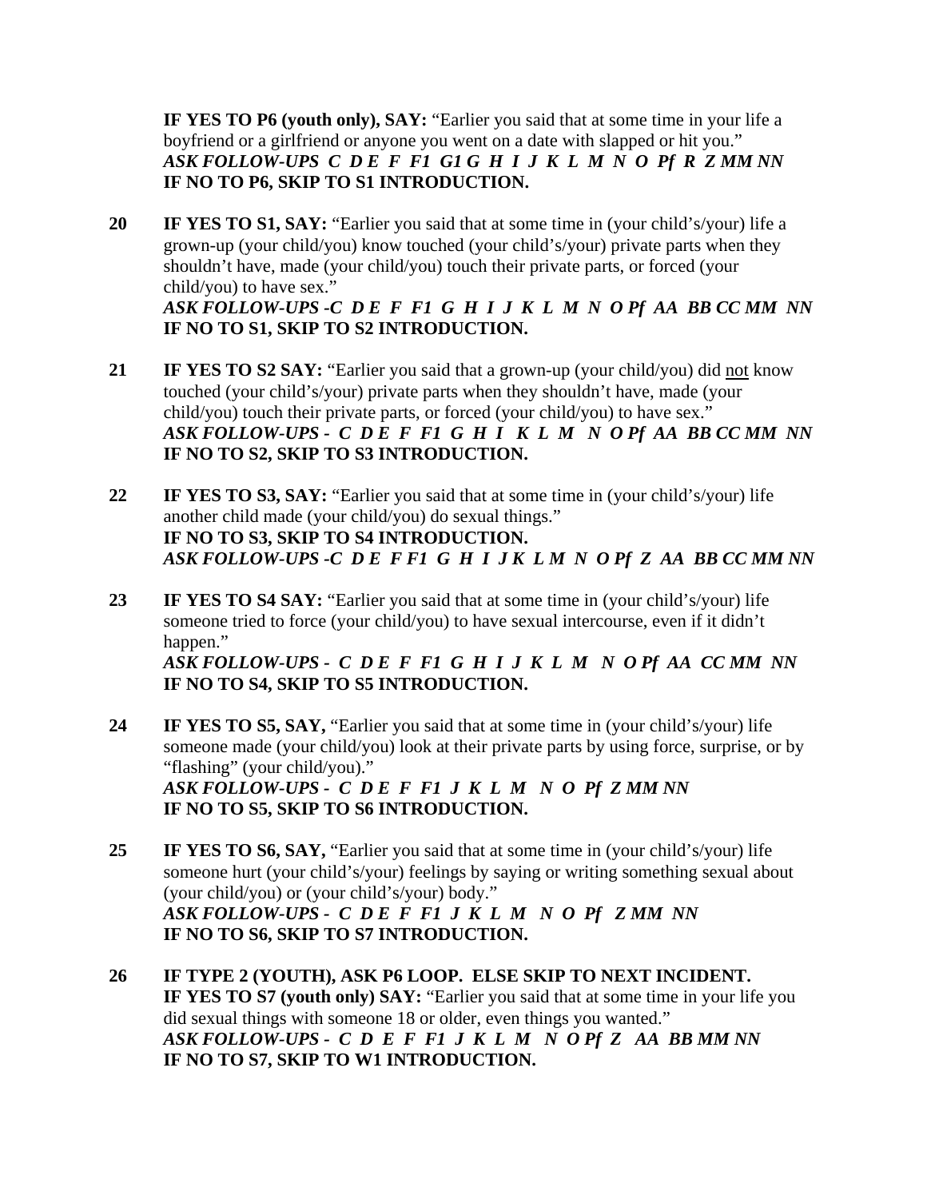**IF YES TO P6 (youth only), SAY:** "Earlier you said that at some time in your life a boyfriend or a girlfriend or anyone you went on a date with slapped or hit you."
***ASK FOLLOW-UPS C D E F F1 G1 G H I J K L M N O Pf R Z MM NN***
**IF NO TO P6, SKIP TO S1 INTRODUCTION.**

**20** **IF YES TO S1, SAY:** "Earlier you said that at some time in (your child's/your) life a grown-up (your child/you) know touched (your child's/your) private parts when they shouldn't have, made (your child/you) touch their private parts, or forced (your child/you) to have sex."
***ASK FOLLOW-UPS -C D E F F1 G H I J K L M N O Pf AA BB CC MM NN***
**IF NO TO S1, SKIP TO S2 INTRODUCTION.**

**21** **IF YES TO S2 SAY:** "Earlier you said that a grown-up (your child/you) did not know touched (your child's/your) private parts when they shouldn't have, made (your child/you) touch their private parts, or forced (your child/you) to have sex."
***ASK FOLLOW-UPS - C D E F F1 G H I K L M N O Pf AA BB CC MM NN***
**IF NO TO S2, SKIP TO S3 INTRODUCTION.**

**22** **IF YES TO S3, SAY:** "Earlier you said that at some time in (your child's/your) life another child made (your child/you) do sexual things."
**IF NO TO S3, SKIP TO S4 INTRODUCTION.**
***ASK FOLLOW-UPS -C D E F F1 G H I J K L M N O Pf Z AA BB CC MM NN***

**23** **IF YES TO S4 SAY:** "Earlier you said that at some time in (your child's/your) life someone tried to force (your child/you) to have sexual intercourse, even if it didn't happen."
***ASK FOLLOW-UPS - C D E F F1 G H I J K L M N O Pf AA CC MM NN***
**IF NO TO S4, SKIP TO S5 INTRODUCTION.**

**24** **IF YES TO S5, SAY,** "Earlier you said that at some time in (your child's/your) life someone made (your child/you) look at their private parts by using force, surprise, or by "flashing" (your child/you)."
***ASK FOLLOW-UPS - C D E F F1 J K L M N O Pf Z MM NN***
**IF NO TO S5, SKIP TO S6 INTRODUCTION.**

**25** **IF YES TO S6, SAY,** "Earlier you said that at some time in (your child's/your) life someone hurt (your child's/your) feelings by saying or writing something sexual about (your child/you) or (your child's/your) body."
***ASK FOLLOW-UPS - C D E F F1 J K L M N O Pf Z MM NN***
**IF NO TO S6, SKIP TO S7 INTRODUCTION.**

**26** **IF TYPE 2 (YOUTH), ASK P6 LOOP. ELSE SKIP TO NEXT INCIDENT.**
**IF YES TO S7 (youth only) SAY:** "Earlier you said that at some time in your life you did sexual things with someone 18 or older, even things you wanted."
***ASK FOLLOW-UPS - C D E F F1 J K L M N O Pf Z AA BB MM NN***
**IF NO TO S7, SKIP TO W1 INTRODUCTION.**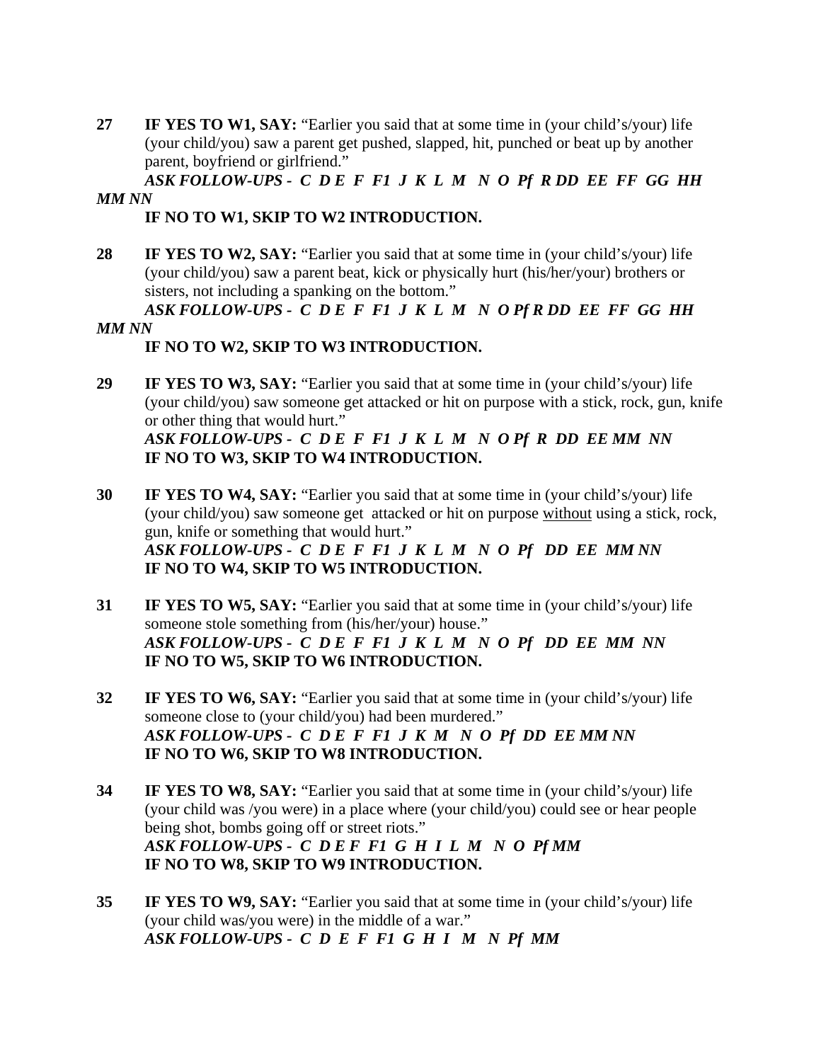**27** **IF YES TO W1, SAY:** "Earlier you said that at some time in (your child's/your) life (your child/you) saw a parent get pushed, slapped, hit, punched or beat up by another parent, boyfriend or girlfriend."

***ASK FOLLOW-UPS - C D E F F1 J K L M N O Pf R DD EE FF GG HH MM NN***

**IF NO TO W1, SKIP TO W2 INTRODUCTION.**

**28** **IF YES TO W2, SAY:** "Earlier you said that at some time in (your child's/your) life (your child/you) saw a parent beat, kick or physically hurt (his/her/your) brothers or sisters, not including a spanking on the bottom."

***ASK FOLLOW-UPS - C D E F F1 J K L M N O Pf R DD EE FF GG HH MM NN***

**IF NO TO W2, SKIP TO W3 INTRODUCTION.**

**29** **IF YES TO W3, SAY:** "Earlier you said that at some time in (your child's/your) life (your child/you) saw someone get attacked or hit on purpose with a stick, rock, gun, knife or other thing that would hurt."

***ASK FOLLOW-UPS - C D E F F1 J K L M N O Pf R DD EE MM NN***

**IF NO TO W3, SKIP TO W4 INTRODUCTION.**

**30** **IF YES TO W4, SAY:** "Earlier you said that at some time in (your child's/your) life (your child/you) saw someone get attacked or hit on purpose without using a stick, rock, gun, knife or something that would hurt."

***ASK FOLLOW-UPS - C D E F F1 J K L M N O Pf DD EE MM NN***

**IF NO TO W4, SKIP TO W5 INTRODUCTION.**

**31** **IF YES TO W5, SAY:** "Earlier you said that at some time in (your child's/your) life someone stole something from (his/her/your) house."

***ASK FOLLOW-UPS - C D E F F1 J K L M N O Pf DD EE MM NN***

**IF NO TO W5, SKIP TO W6 INTRODUCTION.**

**32** **IF YES TO W6, SAY:** "Earlier you said that at some time in (your child's/your) life someone close to (your child/you) had been murdered."

***ASK FOLLOW-UPS - C D E F F1 J K M N O Pf DD EE MM NN***

**IF NO TO W6, SKIP TO W8 INTRODUCTION.**

**34** **IF YES TO W8, SAY:** "Earlier you said that at some time in (your child's/your) life (your child was /you were) in a place where (your child/you) could see or hear people being shot, bombs going off or street riots."

***ASK FOLLOW-UPS - C D E F F1 G H I L M N O Pf MM***

**IF NO TO W8, SKIP TO W9 INTRODUCTION.**

**35** **IF YES TO W9, SAY:** "Earlier you said that at some time in (your child's/your) life (your child was/you were) in the middle of a war."

***ASK FOLLOW-UPS - C D E F F1 G H I M N Pf MM***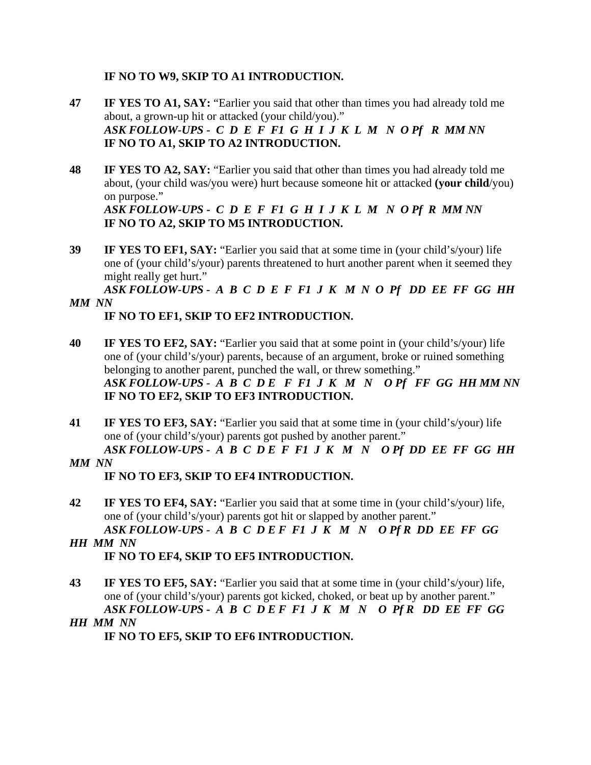**IF NO TO W9, SKIP TO A1 INTRODUCTION.**

**47** **IF YES TO A1, SAY:** "Earlier you said that other than times you had already told me about, a grown-up hit or attacked (your child/you)."
***ASK FOLLOW-UPS - C D E F F1 G H I J K L M N O Pf R MM NN***
**IF NO TO A1, SKIP TO A2 INTRODUCTION.**

**48** **IF YES TO A2, SAY:** "Earlier you said that other than times you had already told me about, (your child was/you were) hurt because someone hit or attacked **(your child**/you) on purpose."
***ASK FOLLOW-UPS - C D E F F1 G H I J K L M N O Pf R MM NN***
**IF NO TO A2, SKIP TO M5 INTRODUCTION.**

**39** **IF YES TO EF1, SAY:** "Earlier you said that at some time in (your child's/your) life one of (your child's/your) parents threatened to hurt another parent when it seemed they might really get hurt."
***ASK FOLLOW-UPS - A B C D E F F1 J K M N O Pf DD EE FF GG HH MM NN***
**IF NO TO EF1, SKIP TO EF2 INTRODUCTION.**

**40** **IF YES TO EF2, SAY:** "Earlier you said that at some point in (your child's/your) life one of (your child's/your) parents, because of an argument, broke or ruined something belonging to another parent, punched the wall, or threw something."
***ASK FOLLOW-UPS - A B C D E F F1 J K M N O Pf FF GG HH MM NN***
**IF NO TO EF2, SKIP TO EF3 INTRODUCTION.**

**41** **IF YES TO EF3, SAY:** "Earlier you said that at some time in (your child's/your) life one of (your child's/your) parents got pushed by another parent."
***ASK FOLLOW-UPS - A B C D E F F1 J K M N O Pf DD EE FF GG HH MM NN***
**IF NO TO EF3, SKIP TO EF4 INTRODUCTION.**

**42** **IF YES TO EF4, SAY:** "Earlier you said that at some time in (your child's/your) life, one of (your child's/your) parents got hit or slapped by another parent."
***ASK FOLLOW-UPS - A B C D E F F1 J K M N O Pf R DD EE FF GG HH MM NN***
**IF NO TO EF4, SKIP TO EF5 INTRODUCTION.**

**43** **IF YES TO EF5, SAY:** "Earlier you said that at some time in (your child's/your) life, one of (your child's/your) parents got kicked, choked, or beat up by another parent."
***ASK FOLLOW-UPS - A B C D E F F1 J K M N O Pf R DD EE FF GG HH MM NN***
**IF NO TO EF5, SKIP TO EF6 INTRODUCTION.**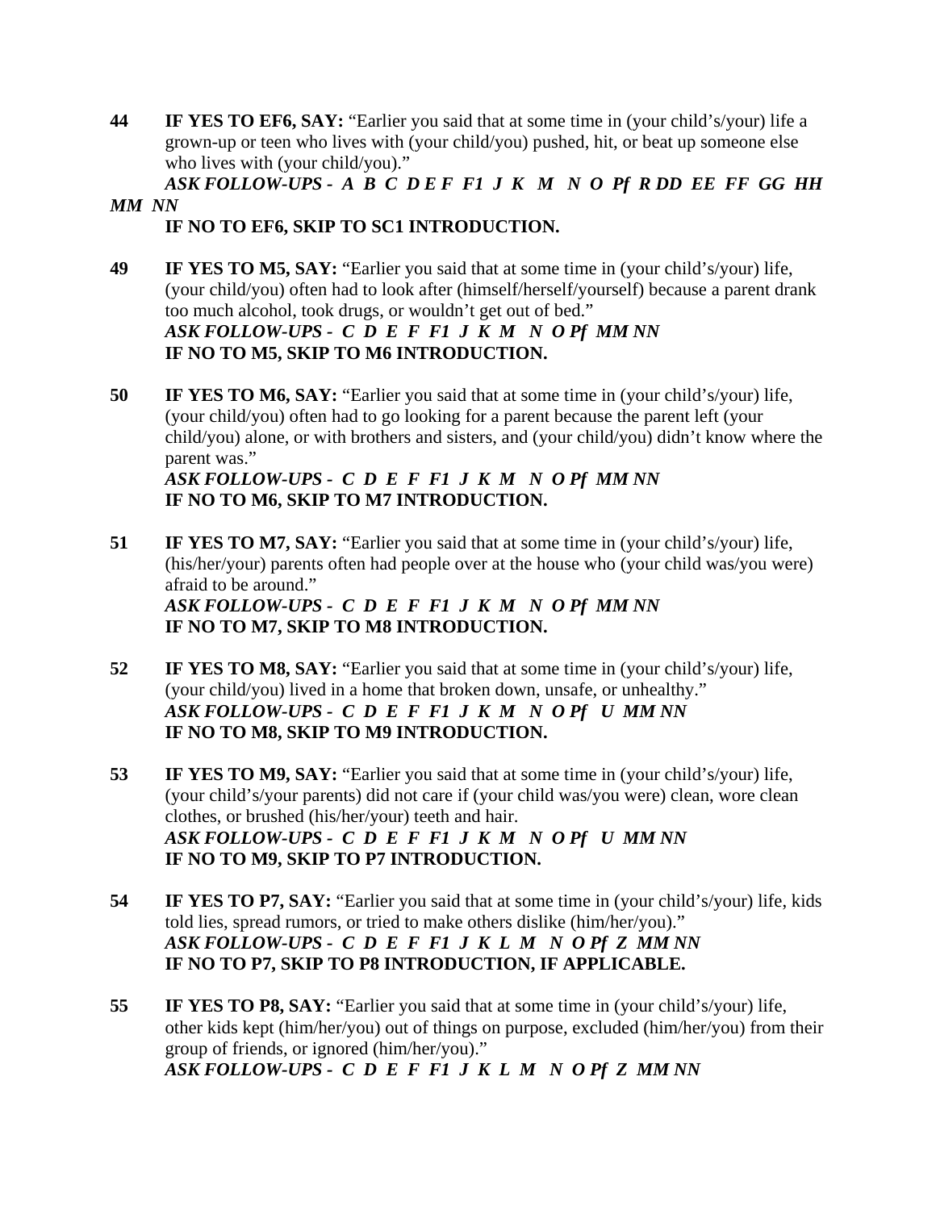**44** **IF YES TO EF6, SAY:** "Earlier you said that at some time in (your child's/your) life a grown-up or teen who lives with (your child/you) pushed, hit, or beat up someone else who lives with (your child/you)."
***ASK FOLLOW-UPS - A B C D E F F1 J K M N O Pf R DD EE FF GG HH MM NN***
**IF NO TO EF6, SKIP TO SC1 INTRODUCTION.**

**49** **IF YES TO M5, SAY:** "Earlier you said that at some time in (your child's/your) life, (your child/you) often had to look after (himself/herself/yourself) because a parent drank too much alcohol, took drugs, or wouldn't get out of bed."
***ASK FOLLOW-UPS - C D E F F1 J K M N O Pf MM NN***
**IF NO TO M5, SKIP TO M6 INTRODUCTION.**

**50** **IF YES TO M6, SAY:** "Earlier you said that at some time in (your child's/your) life, (your child/you) often had to go looking for a parent because the parent left (your child/you) alone, or with brothers and sisters, and (your child/you) didn't know where the parent was."
***ASK FOLLOW-UPS - C D E F F1 J K M N O Pf MM NN***
**IF NO TO M6, SKIP TO M7 INTRODUCTION.**

**51** **IF YES TO M7, SAY:** "Earlier you said that at some time in (your child's/your) life, (his/her/your) parents often had people over at the house who (your child was/you were) afraid to be around."
***ASK FOLLOW-UPS - C D E F F1 J K M N O Pf MM NN***
**IF NO TO M7, SKIP TO M8 INTRODUCTION.**

**52** **IF YES TO M8, SAY:** "Earlier you said that at some time in (your child's/your) life, (your child/you) lived in a home that broken down, unsafe, or unhealthy."
***ASK FOLLOW-UPS - C D E F F1 J K M N O Pf U MM NN***
**IF NO TO M8, SKIP TO M9 INTRODUCTION.**

**53** **IF YES TO M9, SAY:** "Earlier you said that at some time in (your child's/your) life, (your child's/your parents) did not care if (your child was/you were) clean, wore clean clothes, or brushed (his/her/your) teeth and hair.
***ASK FOLLOW-UPS - C D E F F1 J K M N O Pf U MM NN***
**IF NO TO M9, SKIP TO P7 INTRODUCTION.**

**54** **IF YES TO P7, SAY:** "Earlier you said that at some time in (your child's/your) life, kids told lies, spread rumors, or tried to make others dislike (him/her/you)."
***ASK FOLLOW-UPS - C D E F F1 J K L M N O Pf Z MM NN***
**IF NO TO P7, SKIP TO P8 INTRODUCTION, IF APPLICABLE.**

**55** **IF YES TO P8, SAY:** "Earlier you said that at some time in (your child's/your) life, other kids kept (him/her/you) out of things on purpose, excluded (him/her/you) from their group of friends, or ignored (him/her/you)."
***ASK FOLLOW-UPS - C D E F F1 J K L M N O Pf Z MM NN***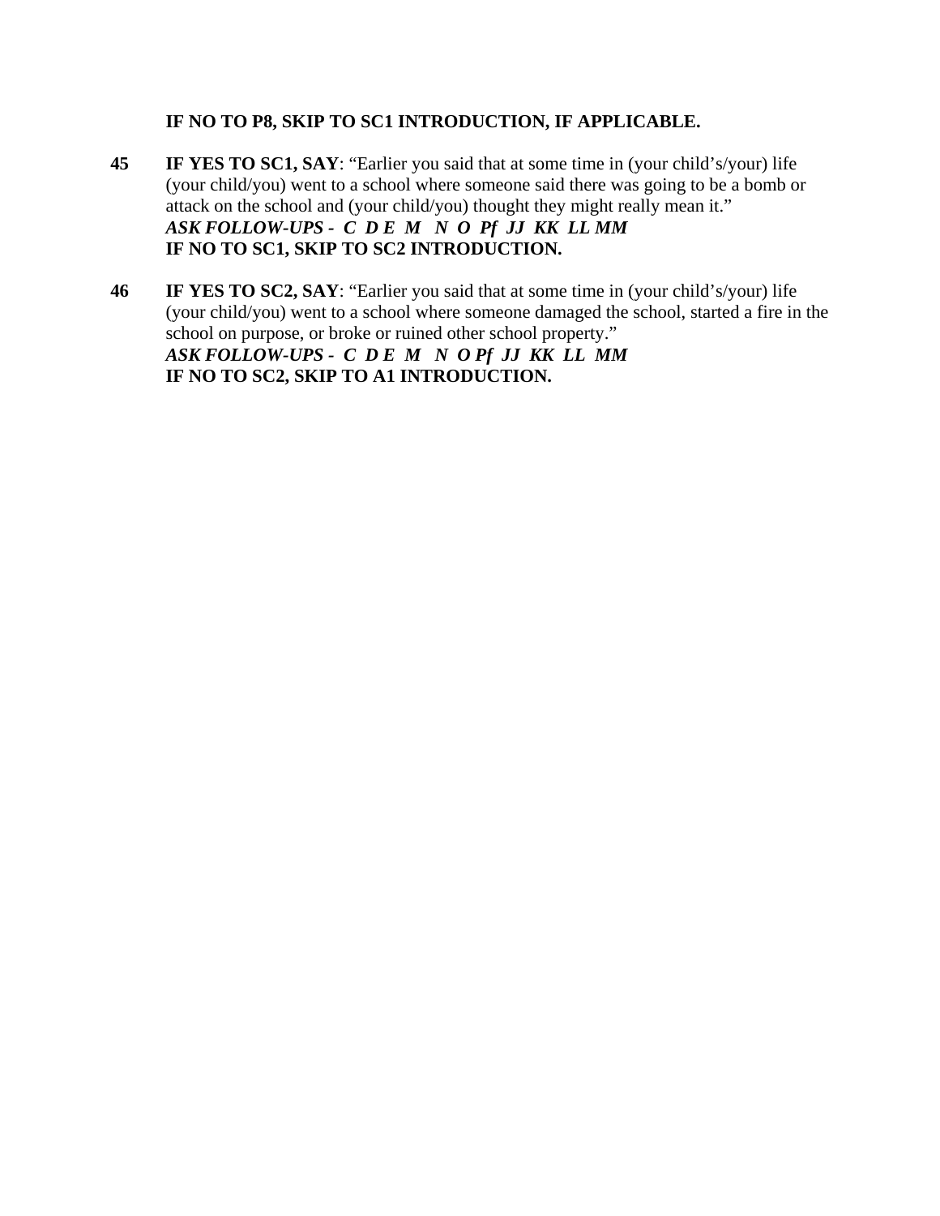**IF NO TO P8, SKIP TO SC1 INTRODUCTION, IF APPLICABLE.**

**45** **IF YES TO SC1, SAY**: "Earlier you said that at some time in (your child's/your) life (your child/you) went to a school where someone said there was going to be a bomb or attack on the school and (your child/you) thought they might really mean it."
***ASK FOLLOW-UPS - C D E M N O Pf JJ KK LL MM***
**IF NO TO SC1, SKIP TO SC2 INTRODUCTION.**

**46** **IF YES TO SC2, SAY**: "Earlier you said that at some time in (your child's/your) life (your child/you) went to a school where someone damaged the school, started a fire in the school on purpose, or broke or ruined other school property."
***ASK FOLLOW-UPS - C D E M N O Pf JJ KK LL MM***
**IF NO TO SC2, SKIP TO A1 INTRODUCTION.**